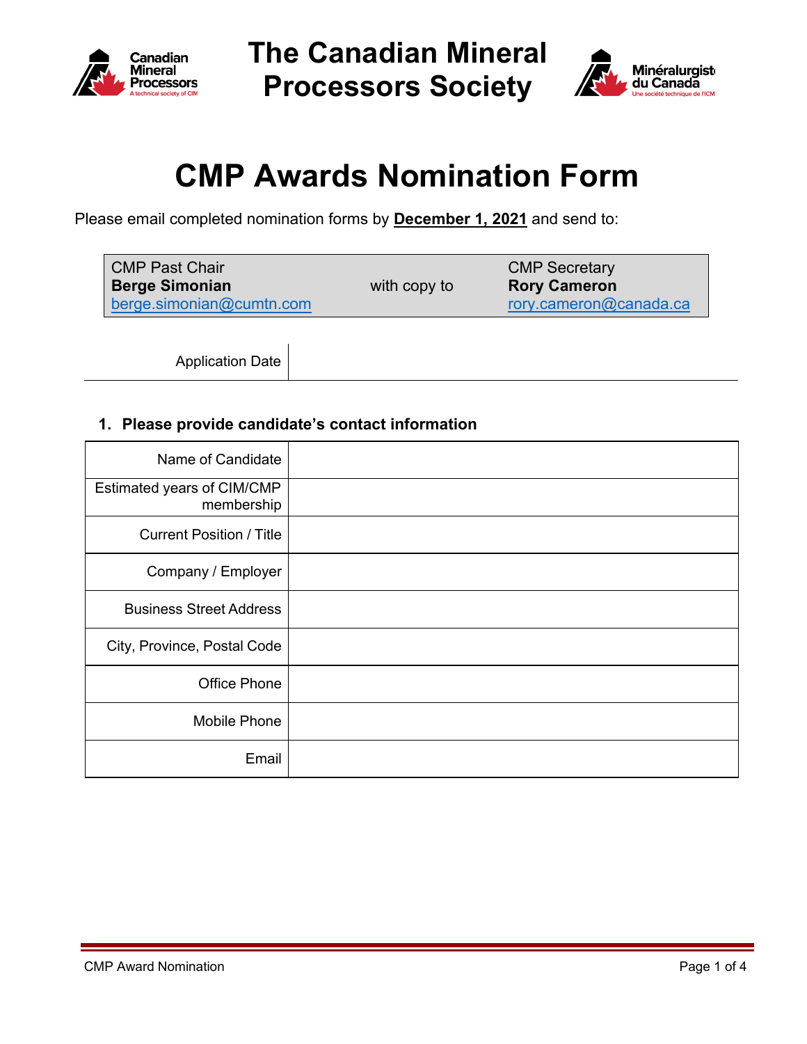# The Canadian Mineral Processors Society

# CMP Awards Nomination Form

Please email completed nomination forms by **December 1, 2021** and send to:

| CMP Past Chair<br>**Berge Simonian**<br>berge.simonian@cumtn.com | with copy to | CMP Secretary<br>**Rory Cameron**<br>rory.cameron@canada.ca |
|---|---|---|

| Application Date | |
|---|---|

### 1. Please provide candidate's contact information

| Name of Candidate | |
|---|---|
| Estimated years of CIM/CMP membership | |
| Current Position / Title | |
| Company / Employer | |
| Business Street Address | |
| City, Province, Postal Code | |
| Office Phone | |
| Mobile Phone | |
| Email | |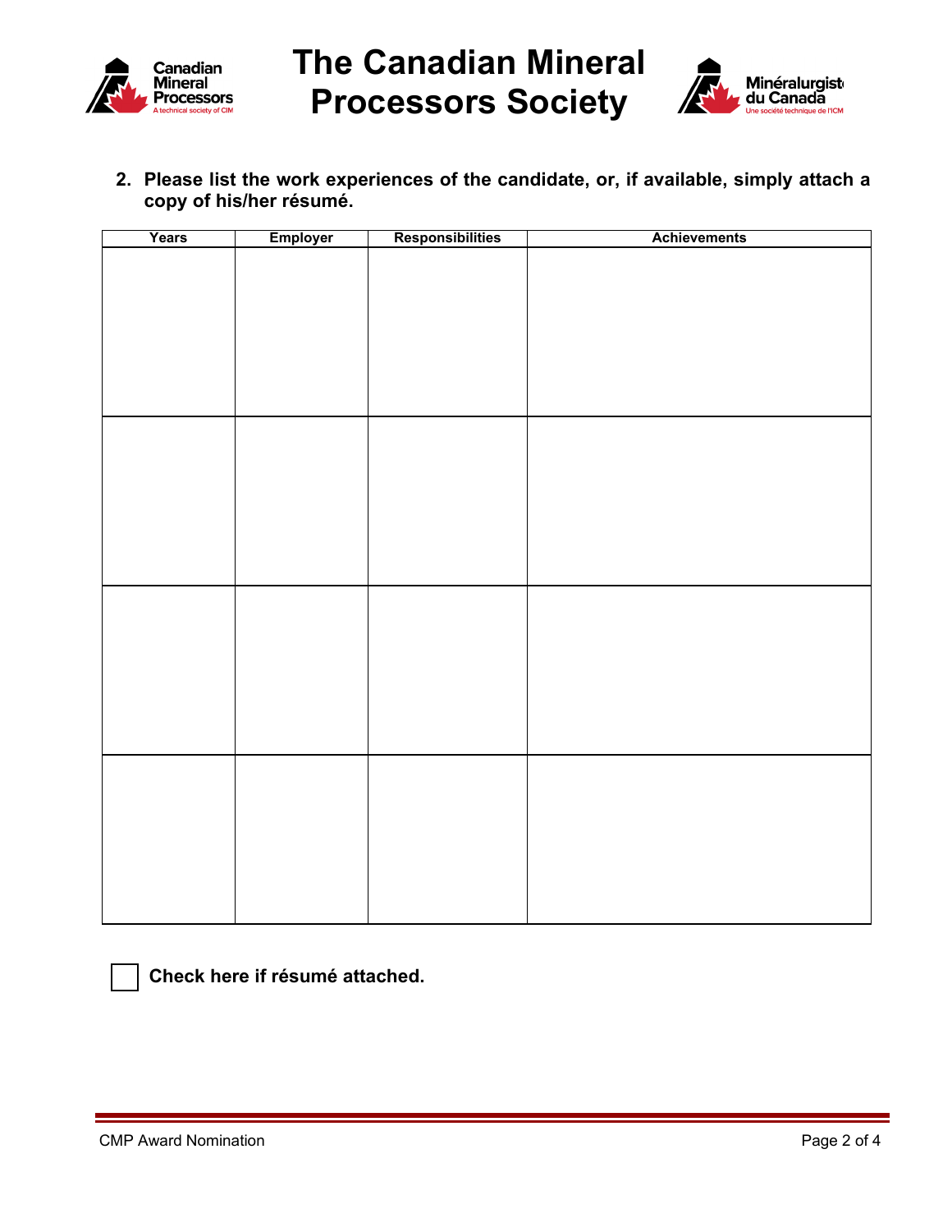# The Canadian Mineral Processors Society

2. **Please list the work experiences of the candidate, or, if available, simply attach a copy of his/her résumé.**

| Years | Employer | Responsibilities | Achievements |
|---|---|---|---|
| | | | |
| | | | |
| | | | |
| | | | |

☐ **Check here if résumé attached.**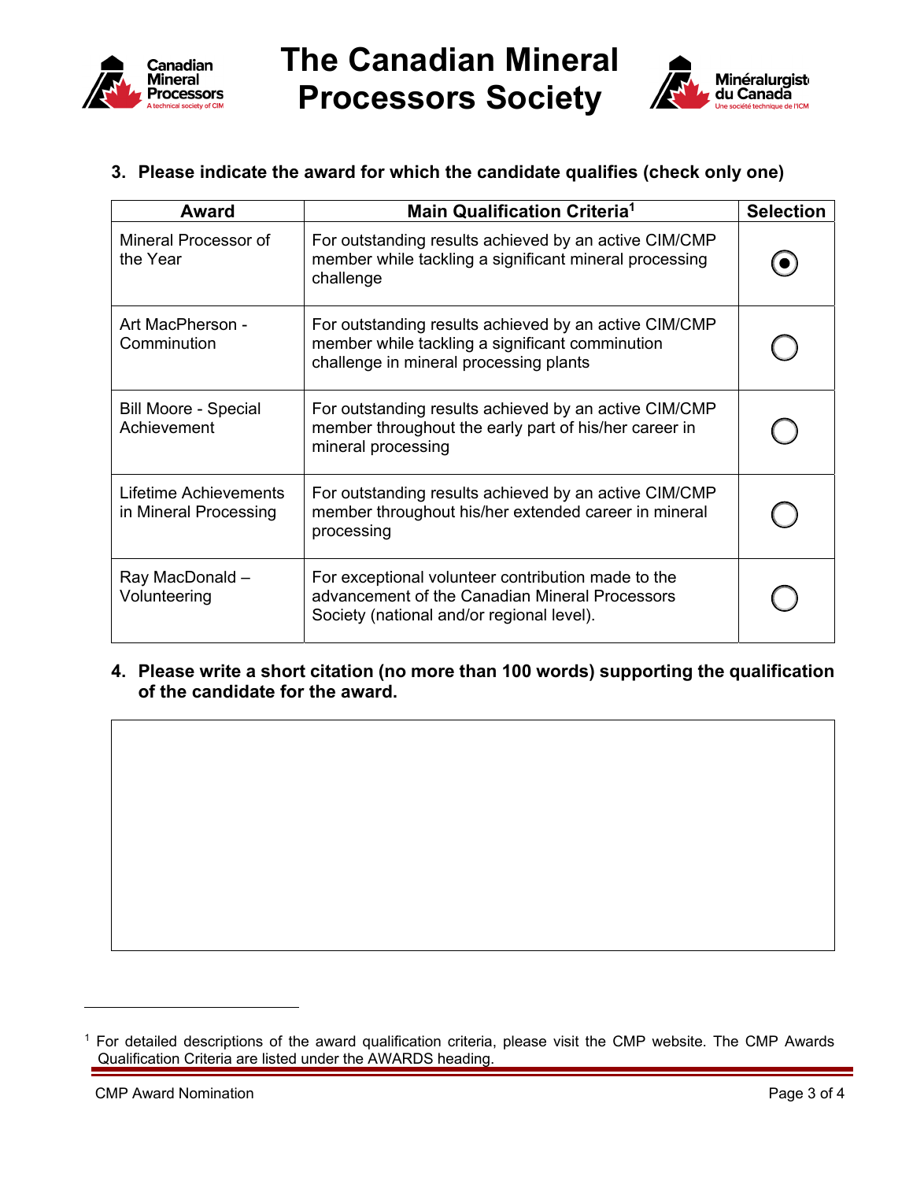# The Canadian Mineral Processors Society

**3. Please indicate the award for which the candidate qualifies (check only one)**

| Award | Main Qualification Criteria[1] | Selection |
|---|---|---|
| Mineral Processor of the Year | For outstanding results achieved by an active CIM/CMP member while tackling a significant mineral processing challenge | ◉ |
| Art MacPherson - Comminution | For outstanding results achieved by an active CIM/CMP member while tackling a significant comminution challenge in mineral processing plants | ○ |
| Bill Moore - Special Achievement | For outstanding results achieved by an active CIM/CMP member throughout the early part of his/her career in mineral processing | ○ |
| Lifetime Achievements in Mineral Processing | For outstanding results achieved by an active CIM/CMP member throughout his/her extended career in mineral processing | ○ |
| Ray MacDonald – Volunteering | For exceptional volunteer contribution made to the advancement of the Canadian Mineral Processors Society (national and/or regional level). | ○ |

**4. Please write a short citation (no more than 100 words) supporting the qualification of the candidate for the award.**

[1] For detailed descriptions of the award qualification criteria, please visit the CMP website. The CMP Awards Qualification Criteria are listed under the AWARDS heading.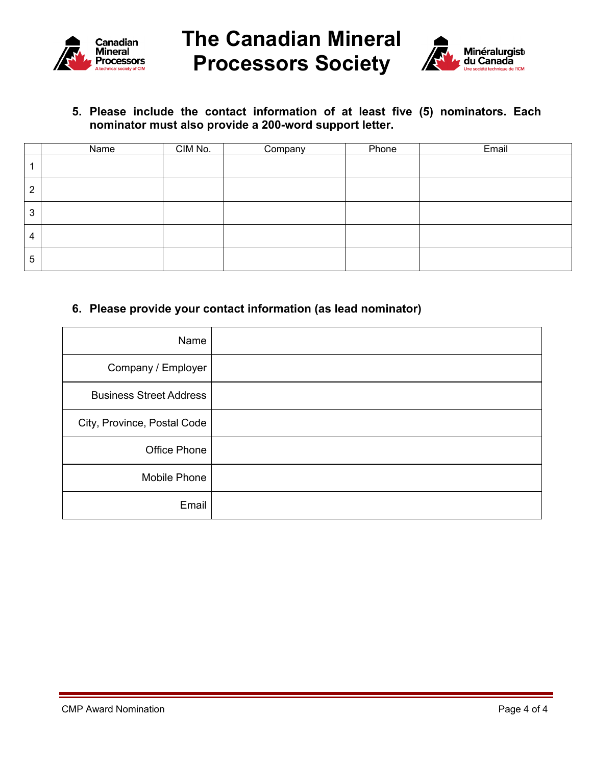5. **Please include the contact information of at least five (5) nominators. Each nominator must also provide a 200-word support letter.**

| | Name | CIM No. | Company | Phone | Email |
|---|---|---|---|---|---|
| 1 | | | | | |
| 2 | | | | | |
| 3 | | | | | |
| 4 | | | | | |
| 5 | | | | | |

6. **Please provide your contact information (as lead nominator)**

| | |
|---|---|
| Name | |
| Company / Employer | |
| Business Street Address | |
| City, Province, Postal Code | |
| Office Phone | |
| Mobile Phone | |
| Email | |